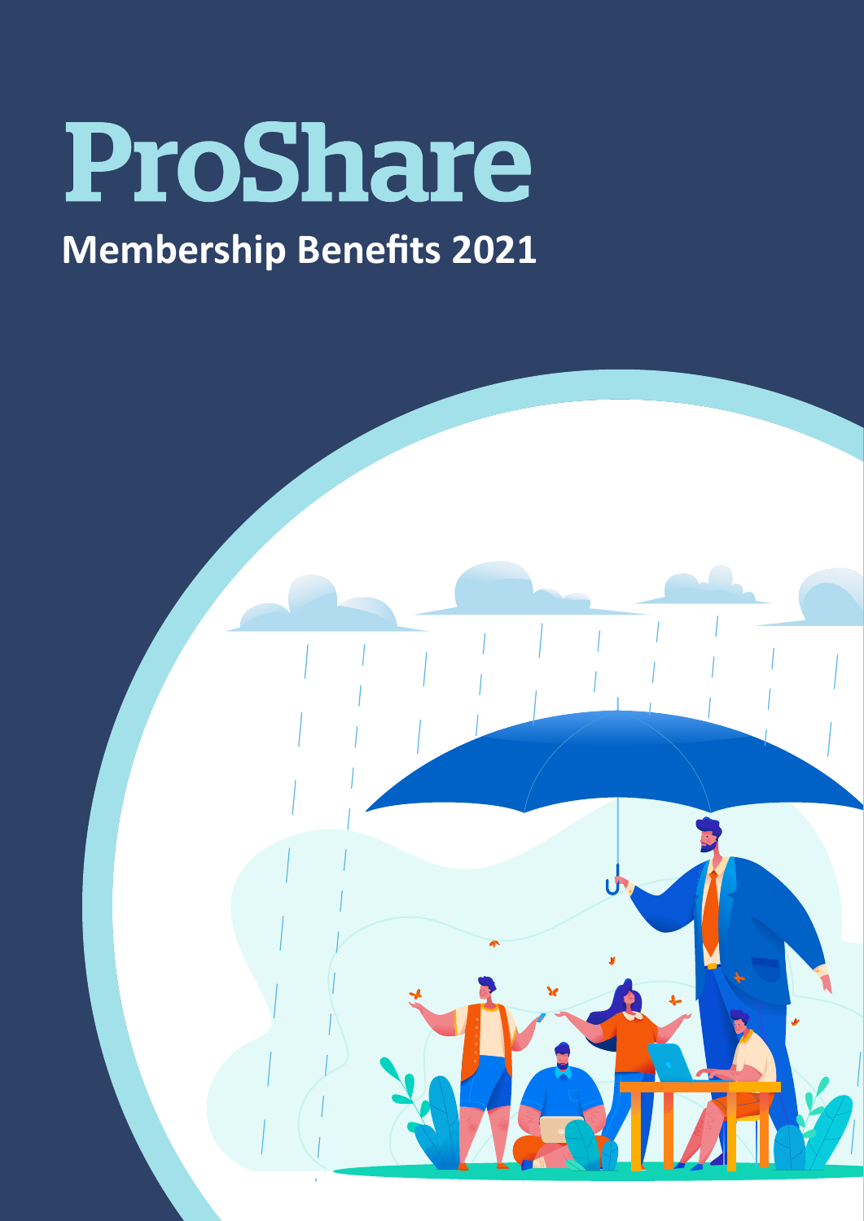# ProShare

## Membership Benefits 2021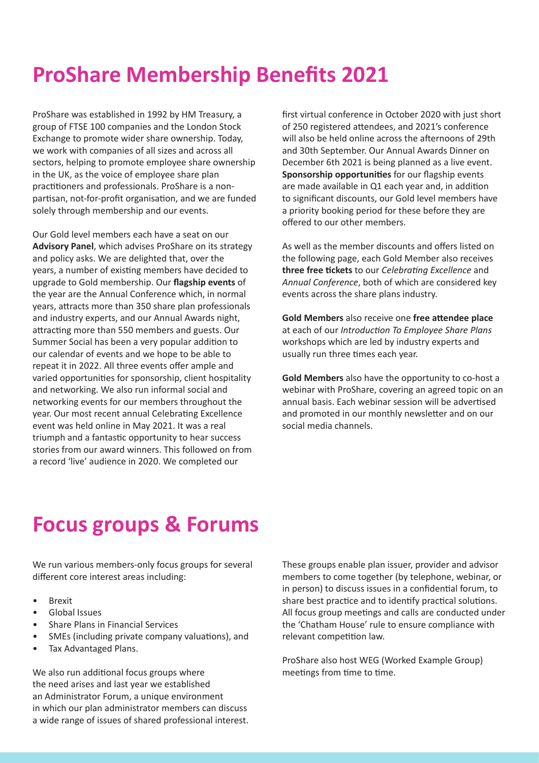# ProShare Membership Benefits 2021

ProShare was established in 1992 by HM Treasury, a group of FTSE 100 companies and the London Stock Exchange to promote wider share ownership. Today, we work with companies of all sizes and across all sectors, helping to promote employee share ownership in the UK, as the voice of employee share plan practitioners and professionals. ProShare is a non-partisan, not-for-profit organisation, and we are funded solely through membership and our events.

Our Gold level members each have a seat on our **Advisory Panel**, which advises ProShare on its strategy and policy asks. We are delighted that, over the years, a number of existing members have decided to upgrade to Gold membership. Our **flagship events** of the year are the Annual Conference which, in normal years, attracts more than 350 share plan professionals and industry experts, and our Annual Awards night, attracting more than 550 members and guests. Our Summer Social has been a very popular addition to our calendar of events and we hope to be able to repeat it in 2022. All three events offer ample and varied opportunities for sponsorship, client hospitality and networking. We also run informal social and networking events for our members throughout the year. Our most recent annual Celebrating Excellence event was held online in May 2021. It was a real triumph and a fantastic opportunity to hear success stories from our award winners. This followed on from a record 'live' audience in 2020. We completed our first virtual conference in October 2020 with just short of 250 registered attendees, and 2021's conference will also be held online across the afternoons of 29th and 30th September. Our Annual Awards Dinner on December 6th 2021 is being planned as a live event. **Sponsorship opportunities** for our flagship events are made available in Q1 each year and, in addition to significant discounts, our Gold level members have a priority booking period for these before they are offered to our other members.

As well as the member discounts and offers listed on the following page, each Gold Member also receives **three free tickets** to our *Celebrating Excellence* and *Annual Conference*, both of which are considered key events across the share plans industry.

**Gold Members** also receive one **free attendee place** at each of our *Introduction To Employee Share Plans* workshops which are led by industry experts and usually run three times each year.

**Gold Members** also have the opportunity to co-host a webinar with ProShare, covering an agreed topic on an annual basis. Each webinar session will be advertised and promoted in our monthly newsletter and on our social media channels.

# Focus groups & Forums

We run various members-only focus groups for several different core interest areas including:

- Brexit
- Global Issues
- Share Plans in Financial Services
- SMEs (including private company valuations), and
- Tax Advantaged Plans.

We also run additional focus groups where the need arises and last year we established an Administrator Forum, a unique environment in which our plan administrator members can discuss a wide range of issues of shared professional interest.

These groups enable plan issuer, provider and advisor members to come together (by telephone, webinar, or in person) to discuss issues in a confidential forum, to share best practice and to identify practical solutions. All focus group meetings and calls are conducted under the 'Chatham House' rule to ensure compliance with relevant competition law.

ProShare also host WEG (Worked Example Group) meetings from time to time.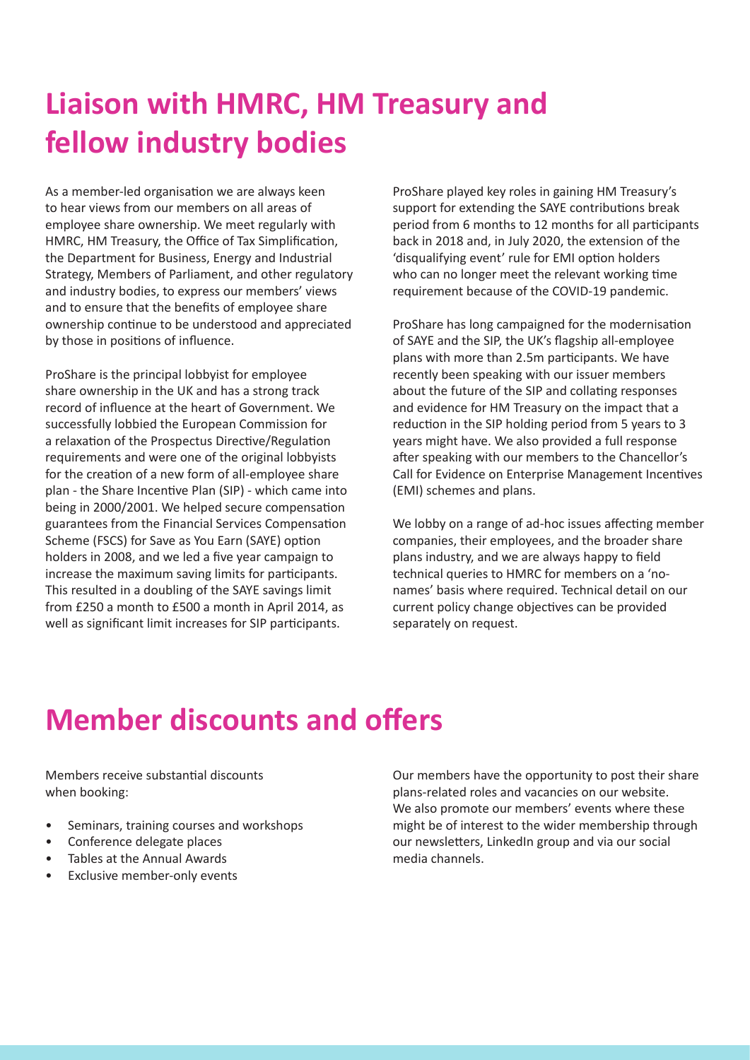# Liaison with HMRC, HM Treasury and fellow industry bodies

As a member-led organisation we are always keen to hear views from our members on all areas of employee share ownership. We meet regularly with HMRC, HM Treasury, the Office of Tax Simplification, the Department for Business, Energy and Industrial Strategy, Members of Parliament, and other regulatory and industry bodies, to express our members' views and to ensure that the benefits of employee share ownership continue to be understood and appreciated by those in positions of influence.

ProShare is the principal lobbyist for employee share ownership in the UK and has a strong track record of influence at the heart of Government. We successfully lobbied the European Commission for a relaxation of the Prospectus Directive/Regulation requirements and were one of the original lobbyists for the creation of a new form of all-employee share plan - the Share Incentive Plan (SIP) - which came into being in 2000/2001. We helped secure compensation guarantees from the Financial Services Compensation Scheme (FSCS) for Save as You Earn (SAYE) option holders in 2008, and we led a five year campaign to increase the maximum saving limits for participants. This resulted in a doubling of the SAYE savings limit from £250 a month to £500 a month in April 2014, as well as significant limit increases for SIP participants.

ProShare played key roles in gaining HM Treasury's support for extending the SAYE contributions break period from 6 months to 12 months for all participants back in 2018 and, in July 2020, the extension of the 'disqualifying event' rule for EMI option holders who can no longer meet the relevant working time requirement because of the COVID-19 pandemic.

ProShare has long campaigned for the modernisation of SAYE and the SIP, the UK's flagship all-employee plans with more than 2.5m participants. We have recently been speaking with our issuer members about the future of the SIP and collating responses and evidence for HM Treasury on the impact that a reduction in the SIP holding period from 5 years to 3 years might have. We also provided a full response after speaking with our members to the Chancellor's Call for Evidence on Enterprise Management Incentives (EMI) schemes and plans.

We lobby on a range of ad-hoc issues affecting member companies, their employees, and the broader share plans industry, and we are always happy to field technical queries to HMRC for members on a 'no-names' basis where required. Technical detail on our current policy change objectives can be provided separately on request.

# Member discounts and offers

Members receive substantial discounts when booking:

- Seminars, training courses and workshops
- Conference delegate places
- Tables at the Annual Awards
- Exclusive member-only events

Our members have the opportunity to post their share plans-related roles and vacancies on our website. We also promote our members' events where these might be of interest to the wider membership through our newsletters, LinkedIn group and via our social media channels.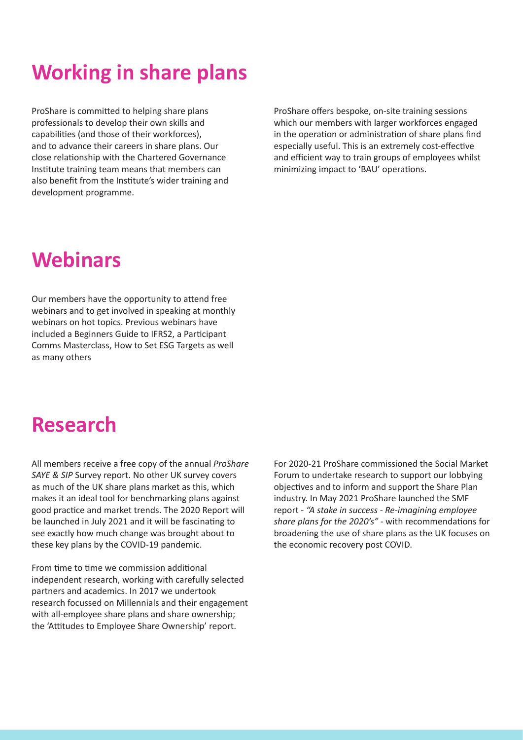# Working in share plans

ProShare is committed to helping share plans professionals to develop their own skills and capabilities (and those of their workforces), and to advance their careers in share plans. Our close relationship with the Chartered Governance Institute training team means that members can also benefit from the Institute's wider training and development programme.

ProShare offers bespoke, on-site training sessions which our members with larger workforces engaged in the operation or administration of share plans find especially useful. This is an extremely cost-effective and efficient way to train groups of employees whilst minimizing impact to 'BAU' operations.

# Webinars

Our members have the opportunity to attend free webinars and to get involved in speaking at monthly webinars on hot topics. Previous webinars have included a Beginners Guide to IFRS2, a Participant Comms Masterclass, How to Set ESG Targets as well as many others

# Research

All members receive a free copy of the annual *ProShare SAYE & SIP* Survey report. No other UK survey covers as much of the UK share plans market as this, which makes it an ideal tool for benchmarking plans against good practice and market trends. The 2020 Report will be launched in July 2021 and it will be fascinating to see exactly how much change was brought about to these key plans by the COVID-19 pandemic.

From time to time we commission additional independent research, working with carefully selected partners and academics. In 2017 we undertook research focussed on Millennials and their engagement with all-employee share plans and share ownership; the 'Attitudes to Employee Share Ownership' report.

For 2020-21 ProShare commissioned the Social Market Forum to undertake research to support our lobbying objectives and to inform and support the Share Plan industry. In May 2021 ProShare launched the SMF report - *"A stake in success - Re-imagining employee share plans for the 2020's"* - with recommendations for broadening the use of share plans as the UK focuses on the economic recovery post COVID.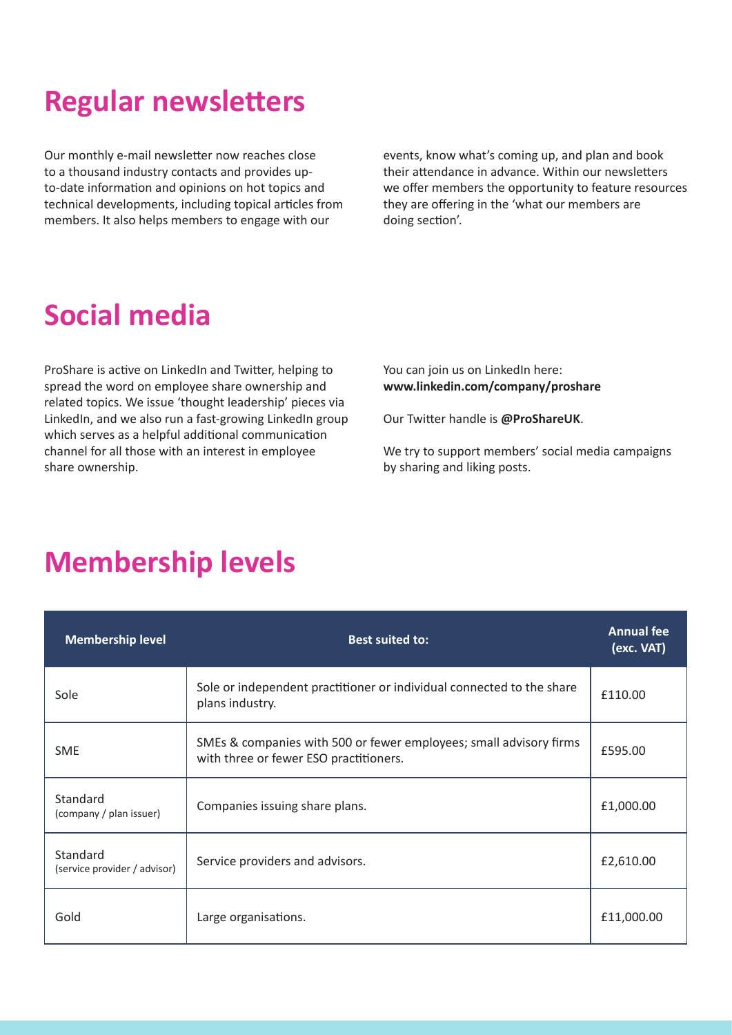## Regular newsletters

Our monthly e-mail newsletter now reaches close to a thousand industry contacts and provides up-to-date information and opinions on hot topics and technical developments, including topical articles from members. It also helps members to engage with our events, know what's coming up, and plan and book their attendance in advance. Within our newsletters we offer members the opportunity to feature resources they are offering in the 'what our members are doing section'.

## Social media

ProShare is active on LinkedIn and Twitter, helping to spread the word on employee share ownership and related topics. We issue 'thought leadership' pieces via LinkedIn, and we also run a fast-growing LinkedIn group which serves as a helpful additional communication channel for all those with an interest in employee share ownership.

You can join us on LinkedIn here:
**www.linkedin.com/company/proshare**

Our Twitter handle is **@ProShareUK**.

We try to support members' social media campaigns by sharing and liking posts.

## Membership levels

| Membership level | Best suited to: | Annual fee (exc. VAT) |
|---|---|---|
| Sole | Sole or independent practitioner or individual connected to the share plans industry. | £110.00 |
| SME | SMEs & companies with 500 or fewer employees; small advisory firms with three or fewer ESO practitioners. | £595.00 |
| Standard (company / plan issuer) | Companies issuing share plans. | £1,000.00 |
| Standard (service provider / advisor) | Service providers and advisors. | £2,610.00 |
| Gold | Large organisations. | £11,000.00 |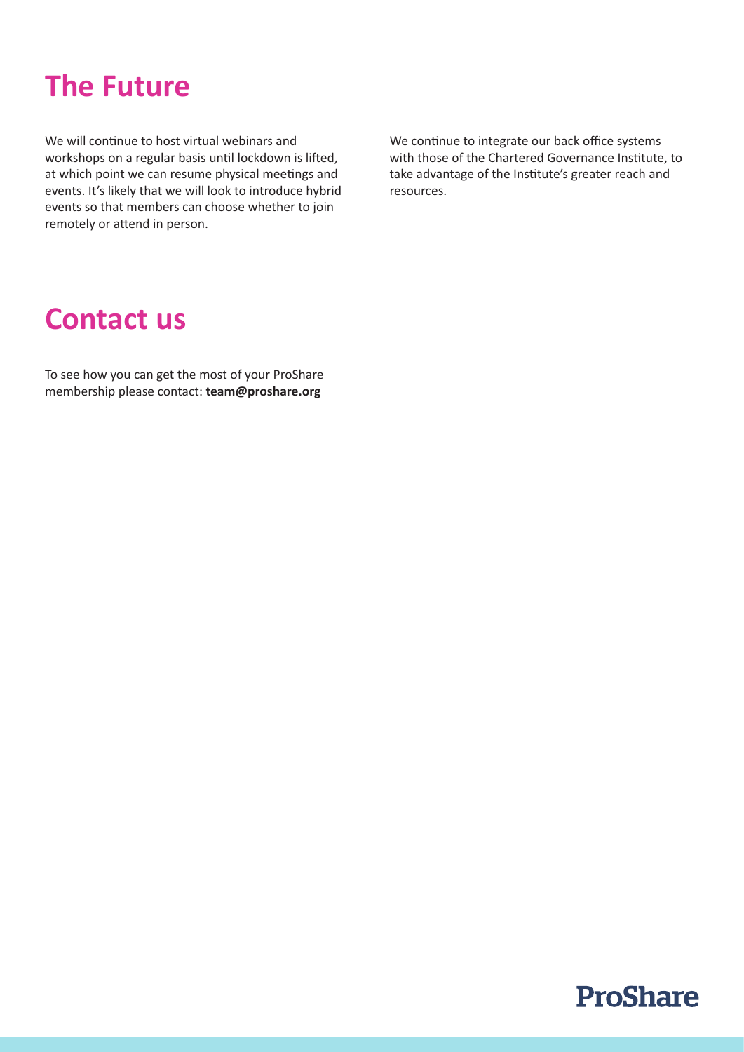# The Future

We will continue to host virtual webinars and workshops on a regular basis until lockdown is lifted, at which point we can resume physical meetings and events. It's likely that we will look to introduce hybrid events so that members can choose whether to join remotely or attend in person.

We continue to integrate our back office systems with those of the Chartered Governance Institute, to take advantage of the Institute's greater reach and resources.

# Contact us

To see how you can get the most of your ProShare membership please contact: **team@proshare.org**

ProShare